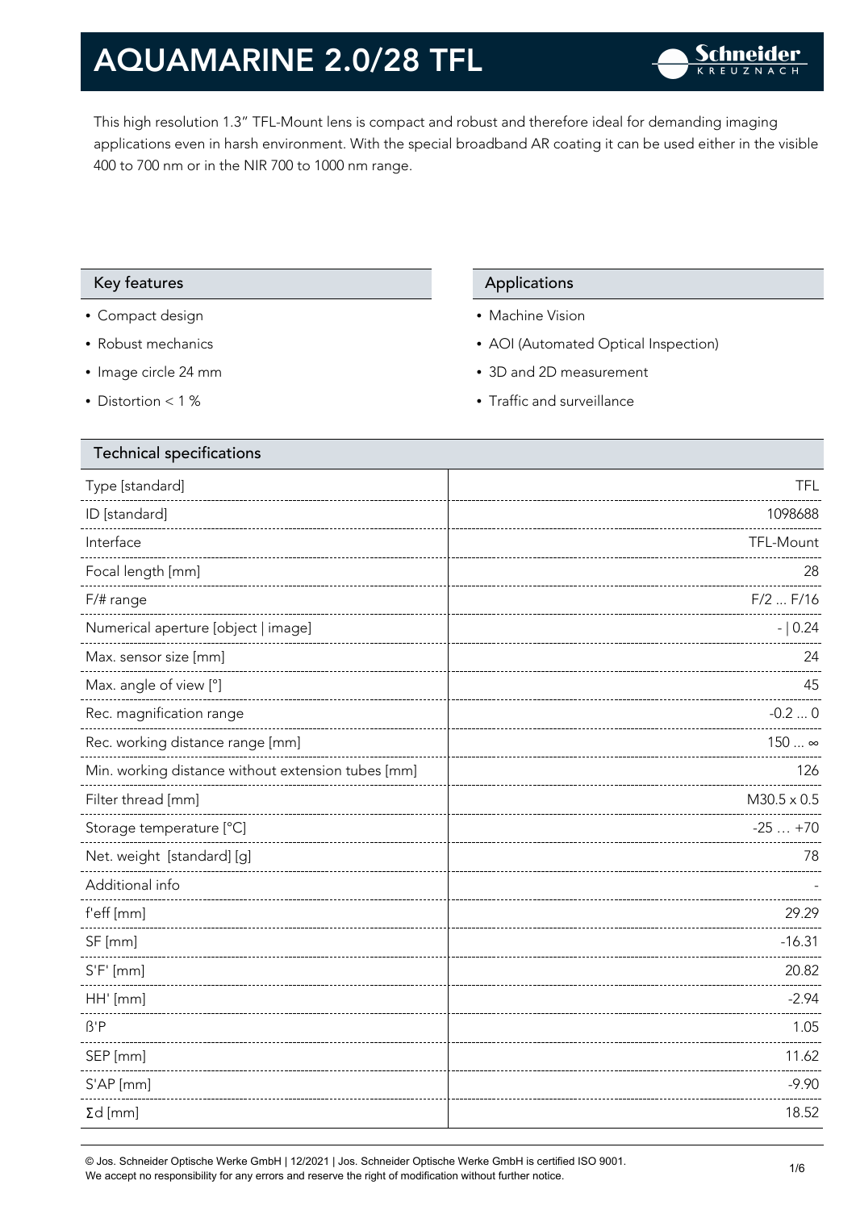# AQUAMARINE 2.0/28 TFL

This high resolution 1.3" TFL-Mount lens is compact and robust and therefore ideal for demanding imaging applications even in harsh environment. With the special broadband AR coating it can be used either in the visible 400 to 700 nm or in the NIR 700 to 1000 nm range.

## Key features

- Compact design
- Robust mechanics
- Image circle 24 mm
- Distortion < 1 %

## Applications

- Machine Vision
- AOI (Automated Optical Inspection)
- 3D and 2D measurement
- Traffic and surveillance

## Technical specifications

| Parameter | Value |
|---|---:|
| Type [standard] | TFL |
| ID [standard] | 1098688 |
| Interface | TFL-Mount |
| Focal length [mm] | 28 |
| F/# range | F/2 ... F/16 |
| Numerical aperture [object \| image] | - \| 0.24 |
| Max. sensor size [mm] | 24 |
| Max. angle of view [°] | 45 |
| Rec. magnification range | -0.2 ... 0 |
| Rec. working distance range [mm] | 150 ... ∞ |
| Min. working distance without extension tubes [mm] | 126 |
| Filter thread [mm] | M30.5 x 0.5 |
| Storage temperature [°C] | -25 … +70 |
| Net. weight [standard] [g] | 78 |
| Additional info | - |
| f'eff [mm] | 29.29 |
| SF [mm] | -16.31 |
| S'F' [mm] | 20.82 |
| HH' [mm] | -2.94 |
| ß'P | 1.05 |
| SEP [mm] | 11.62 |
| S'AP [mm] | -9.90 |
| Σd [mm] | 18.52 |

© Jos. Schneider Optische Werke GmbH | 12/2021 | Jos. Schneider Optische Werke GmbH is certified ISO 9001.
We accept no responsibility for any errors and reserve the right of modification without further notice.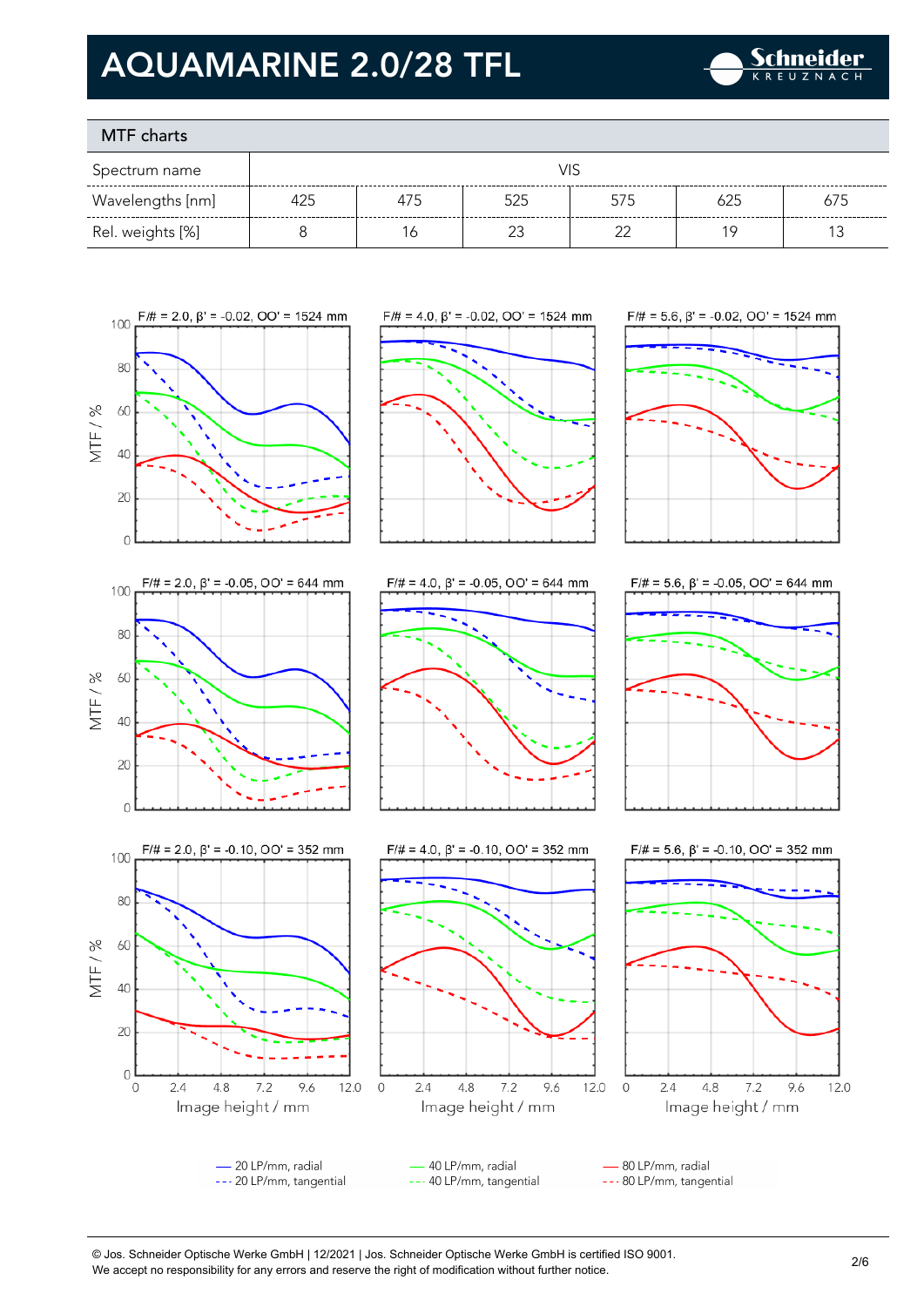# AQUAMARINE 2.0/28 TFL

## MTF charts

| Spectrum name | VIS | | | | | |
|---|---|---|---|---|---|---|
| Wavelengths [nm] | 425 | 475 | 525 | 575 | 625 | 675 |
| Rel. weights [%] | 8 | 16 | 23 | 22 | 19 | 13 |

F/# = 2.0, β' = -0.02, OO' = 1524 mm
F/# = 4.0, β' = -0.02, OO' = 1524 mm
F/# = 5.6, β' = -0.02, OO' = 1524 mm

F/# = 2.0, β' = -0.05, OO' = 644 mm
F/# = 4.0, β' = -0.05, OO' = 644 mm
F/# = 5.6, β' = -0.05, OO' = 644 mm

F/# = 2.0, β' = -0.10, OO' = 352 mm
F/# = 4.0, β' = -0.10, OO' = 352 mm
F/# = 5.6, β' = -0.10, OO' = 352 mm

MTF / %

Image height / mm

— 20 LP/mm, radial
--- 20 LP/mm, tangential
— 40 LP/mm, radial
--- 40 LP/mm, tangential
— 80 LP/mm, radial
--- 80 LP/mm, tangential

© Jos. Schneider Optische Werke GmbH | 12/2021 | Jos. Schneider Optische Werke GmbH is certified ISO 9001.
We accept no responsibility for any errors and reserve the right of modification without further notice.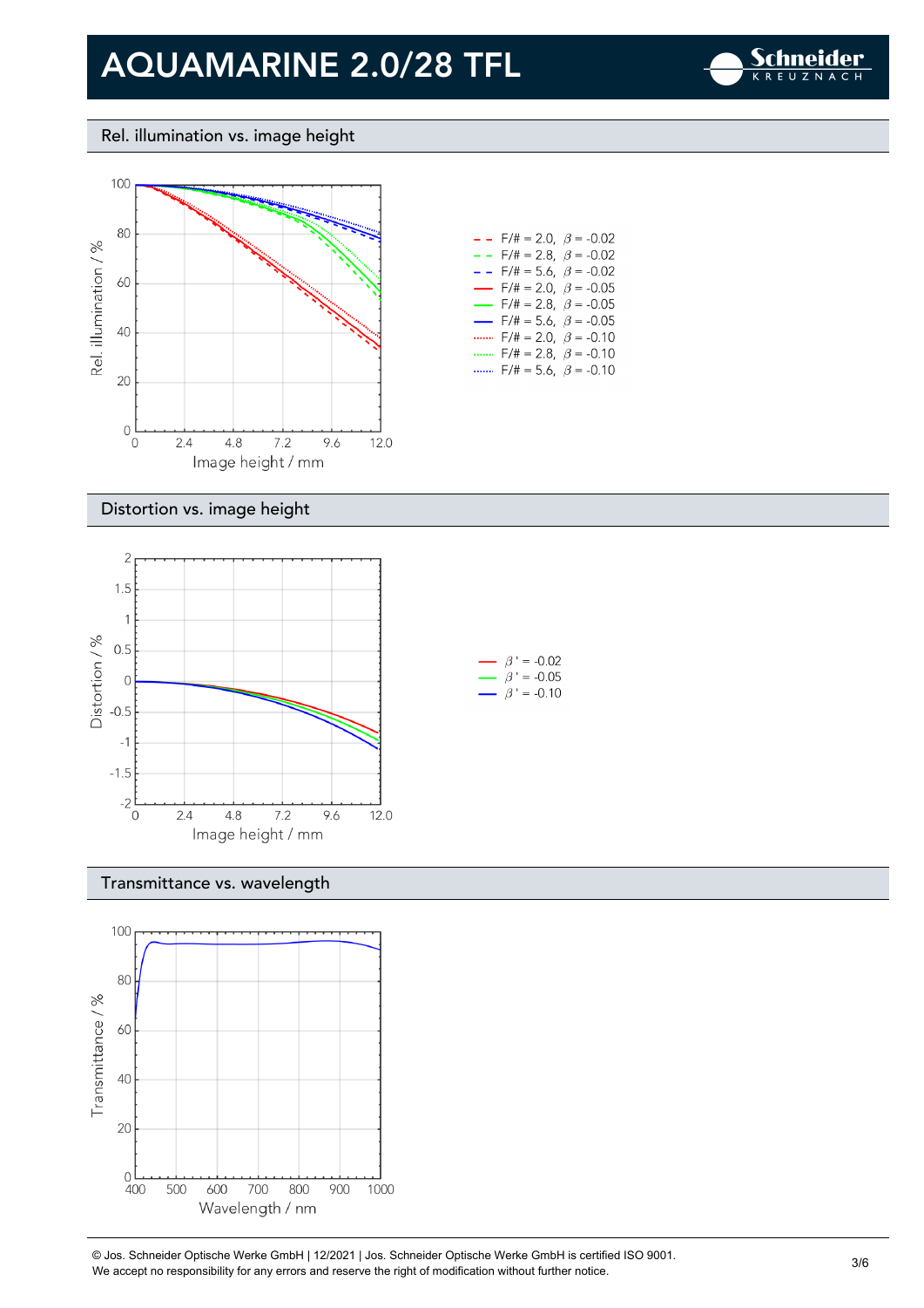# AQUAMARINE 2.0/28 TFL

## Rel. illumination vs. image height

Rel. illumination / %

Image height / mm

- F/# = 2.0, $\beta$ = -0.02
- F/# = 2.8, $\beta$ = -0.02
- F/# = 5.6, $\beta$ = -0.02
- F/# = 2.0, $\beta$ = -0.05
- F/# = 2.8, $\beta$ = -0.05
- F/# = 5.6, $\beta$ = -0.05
- F/# = 2.0, $\beta$ = -0.10
- F/# = 2.8, $\beta$ = -0.10
- F/# = 5.6, $\beta$ = -0.10

## Distortion vs. image height

Distortion / %

Image height / mm

- $\beta$ ' = -0.02
- $\beta$ ' = -0.05
- $\beta$ ' = -0.10

## Transmittance vs. wavelength

Transmittance / %

Wavelength / nm

© Jos. Schneider Optische Werke GmbH | 12/2021 | Jos. Schneider Optische Werke GmbH is certified ISO 9001.
We accept no responsibility for any errors and reserve the right of modification without further notice.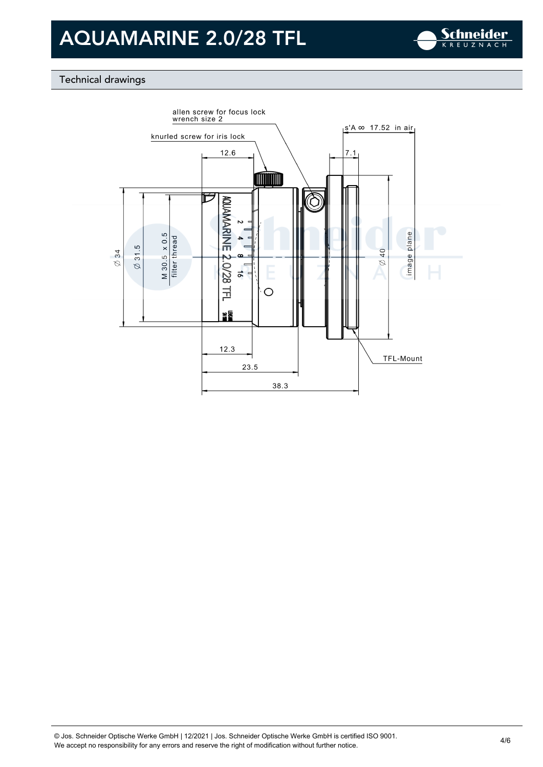# AQUAMARINE 2.0/28 TFL

## Technical drawings

allen screw for focus lock
wrench size 2

knurled screw for iris lock

s'A ∞ 17.52 in air

12.6

7.1

⌀ 34

⌀ 31.5

M 30.5 x 0.5
filter thread

⌀ 40

image plane

12.3

23.5

38.3

TFL-Mount

© Jos. Schneider Optische Werke GmbH | 12/2021 | Jos. Schneider Optische Werke GmbH is certified ISO 9001.
We accept no responsibility for any errors and reserve the right of modification without further notice.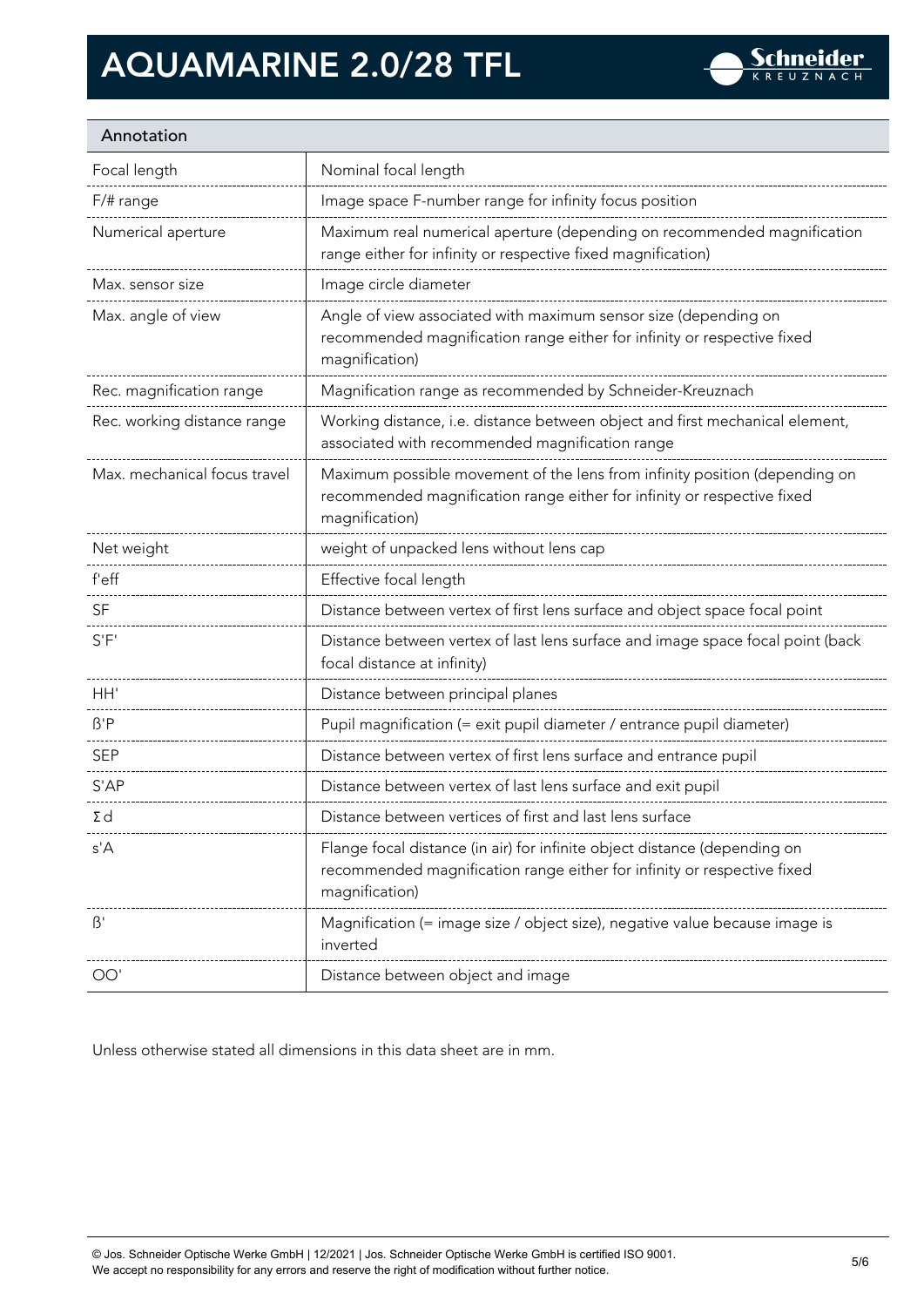# AQUAMARINE 2.0/28 TFL

| Annotation | |
|---|---|
| Focal length | Nominal focal length |
| F/# range | Image space F-number range for infinity focus position |
| Numerical aperture | Maximum real numerical aperture (depending on recommended magnification range either for infinity or respective fixed magnification) |
| Max. sensor size | Image circle diameter |
| Max. angle of view | Angle of view associated with maximum sensor size (depending on recommended magnification range either for infinity or respective fixed magnification) |
| Rec. magnification range | Magnification range as recommended by Schneider-Kreuznach |
| Rec. working distance range | Working distance, i.e. distance between object and first mechanical element, associated with recommended magnification range |
| Max. mechanical focus travel | Maximum possible movement of the lens from infinity position (depending on recommended magnification range either for infinity or respective fixed magnification) |
| Net weight | weight of unpacked lens without lens cap |
| f'eff | Effective focal length |
| SF | Distance between vertex of first lens surface and object space focal point |
| S'F' | Distance between vertex of last lens surface and image space focal point (back focal distance at infinity) |
| HH' | Distance between principal planes |
| ß'P | Pupil magnification (= exit pupil diameter / entrance pupil diameter) |
| SEP | Distance between vertex of first lens surface and entrance pupil |
| S'AP | Distance between vertex of last lens surface and exit pupil |
| Σ d | Distance between vertices of first and last lens surface |
| s'A | Flange focal distance (in air) for infinite object distance (depending on recommended magnification range either for infinity or respective fixed magnification) |
| ß' | Magnification (= image size / object size), negative value because image is inverted |
| OO' | Distance between object and image |

Unless otherwise stated all dimensions in this data sheet are in mm.

© Jos. Schneider Optische Werke GmbH | 12/2021 | Jos. Schneider Optische Werke GmbH is certified ISO 9001.
We accept no responsibility for any errors and reserve the right of modification without further notice.